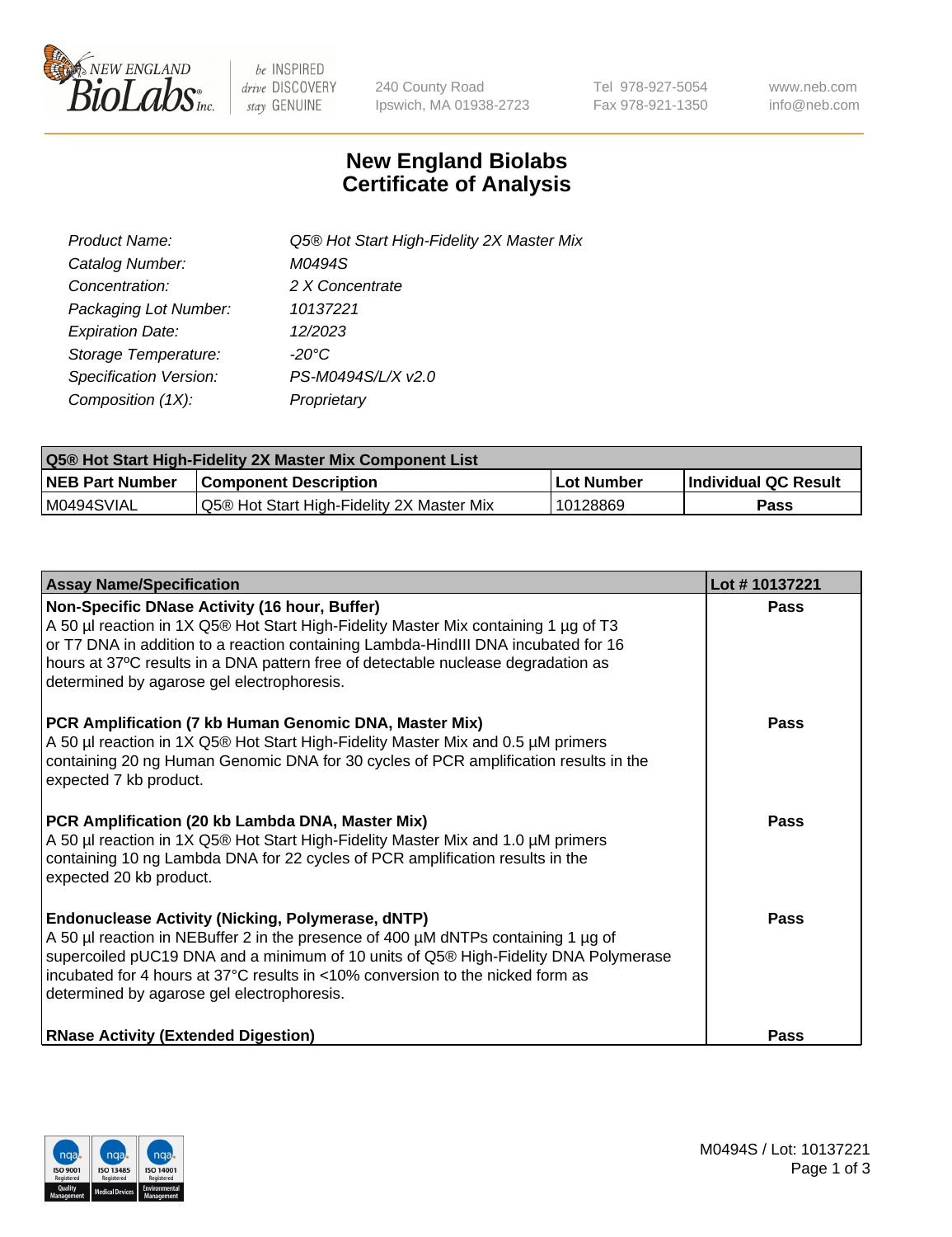240 County Road
Ipswich, MA 01938-2723

Tel 978-927-5054
Fax 978-921-1350

www.neb.com
info@neb.com

# New England Biolabs Certificate of Analysis

| | |
|---|---|
| *Product Name:* | *Q5® Hot Start High-Fidelity 2X Master Mix* |
| *Catalog Number:* | *M0494S* |
| *Concentration:* | *2 X Concentrate* |
| *Packaging Lot Number:* | *10137221* |
| *Expiration Date:* | *12/2023* |
| *Storage Temperature:* | *-20°C* |
| *Specification Version:* | *PS-M0494S/L/X v2.0* |
| *Composition (1X):* | *Proprietary* |

| **Q5® Hot Start High-Fidelity 2X Master Mix Component List** | | | |
|---|---|---|---|
| **NEB Part Number** | **Component Description** | **Lot Number** | **Individual QC Result** |
| M0494SVIAL | Q5® Hot Start High-Fidelity 2X Master Mix | 10128869 | **Pass** |

| Assay Name/Specification | Lot # 10137221 |
|---|---|
| **Non-Specific DNase Activity (16 hour, Buffer)**<br>A 50 µl reaction in 1X Q5® Hot Start High-Fidelity Master Mix containing 1 µg of T3 or T7 DNA in addition to a reaction containing Lambda-HindIII DNA incubated for 16 hours at 37ºC results in a DNA pattern free of detectable nuclease degradation as determined by agarose gel electrophoresis. | **Pass** |
| **PCR Amplification (7 kb Human Genomic DNA, Master Mix)**<br>A 50 µl reaction in 1X Q5® Hot Start High-Fidelity Master Mix and 0.5 µM primers containing 20 ng Human Genomic DNA for 30 cycles of PCR amplification results in the expected 7 kb product. | **Pass** |
| **PCR Amplification (20 kb Lambda DNA, Master Mix)**<br>A 50 µl reaction in 1X Q5® Hot Start High-Fidelity Master Mix and 1.0 µM primers containing 10 ng Lambda DNA for 22 cycles of PCR amplification results in the expected 20 kb product. | **Pass** |
| **Endonuclease Activity (Nicking, Polymerase, dNTP)**<br>A 50 µl reaction in NEBuffer 2 in the presence of 400 µM dNTPs containing 1 µg of supercoiled pUC19 DNA and a minimum of 10 units of Q5® High-Fidelity DNA Polymerase incubated for 4 hours at 37°C results in <10% conversion to the nicked form as determined by agarose gel electrophoresis. | **Pass** |
| **RNase Activity (Extended Digestion)** | **Pass** |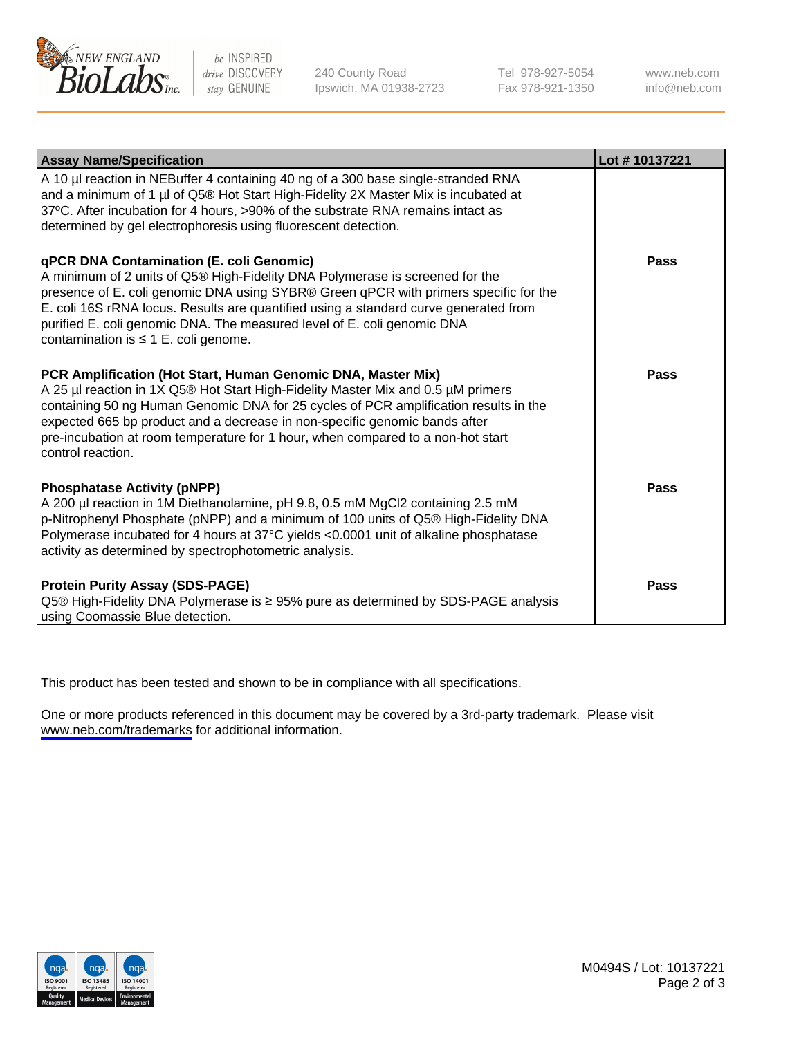| Assay Name/Specification | Lot # 10137221 |
|---|---|
| A 10 µl reaction in NEBuffer 4 containing 40 ng of a 300 base single-stranded RNA and a minimum of 1 µl of Q5® Hot Start High-Fidelity 2X Master Mix is incubated at 37ºC. After incubation for 4 hours, >90% of the substrate RNA remains intact as determined by gel electrophoresis using fluorescent detection. | |
| **qPCR DNA Contamination (E. coli Genomic)**<br>A minimum of 2 units of Q5® High-Fidelity DNA Polymerase is screened for the presence of E. coli genomic DNA using SYBR® Green qPCR with primers specific for the E. coli 16S rRNA locus. Results are quantified using a standard curve generated from purified E. coli genomic DNA. The measured level of E. coli genomic DNA contamination is ≤ 1 E. coli genome. | **Pass** |
| **PCR Amplification (Hot Start, Human Genomic DNA, Master Mix)**<br>A 25 µl reaction in 1X Q5® Hot Start High-Fidelity Master Mix and 0.5 µM primers containing 50 ng Human Genomic DNA for 25 cycles of PCR amplification results in the expected 665 bp product and a decrease in non-specific genomic bands after pre-incubation at room temperature for 1 hour, when compared to a non-hot start control reaction. | **Pass** |
| **Phosphatase Activity (pNPP)**<br>A 200 µl reaction in 1M Diethanolamine, pH 9.8, 0.5 mM $MgCl_2$ containing 2.5 mM p-Nitrophenyl Phosphate (pNPP) and a minimum of 100 units of Q5® High-Fidelity DNA Polymerase incubated for 4 hours at 37°C yields <0.0001 unit of alkaline phosphatase activity as determined by spectrophotometric analysis. | **Pass** |
| **Protein Purity Assay (SDS-PAGE)**<br>Q5® High-Fidelity DNA Polymerase is ≥ 95% pure as determined by SDS-PAGE analysis using Coomassie Blue detection. | **Pass** |

This product has been tested and shown to be in compliance with all specifications.

One or more products referenced in this document may be covered by a 3rd-party trademark. Please visit www.neb.com/trademarks for additional information.

M0494S / Lot: 10137221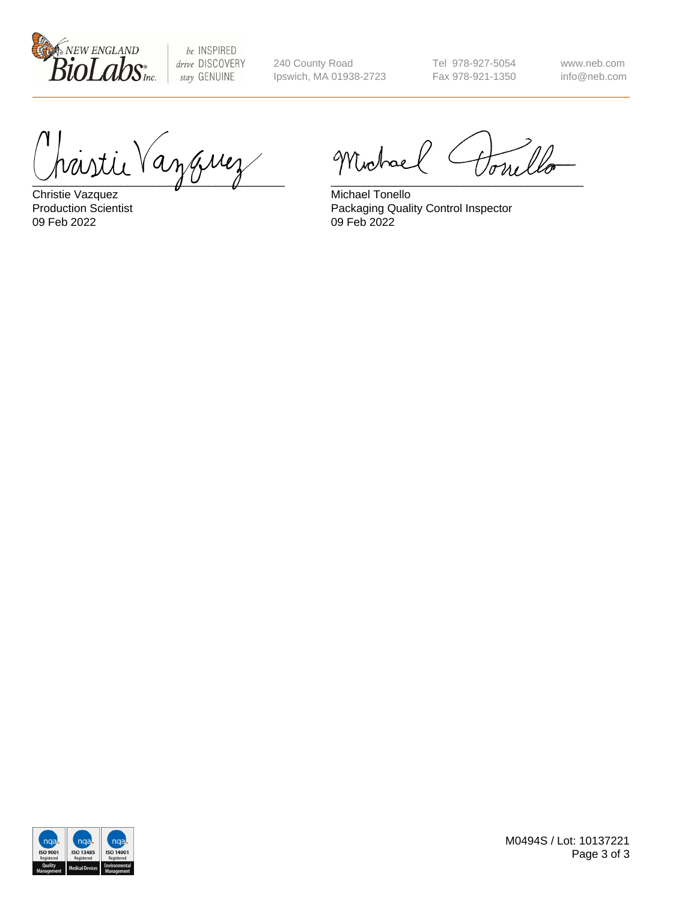Christie Vazquez
Production Scientist
09 Feb 2022

Michael Tonello
Packaging Quality Control Inspector
09 Feb 2022